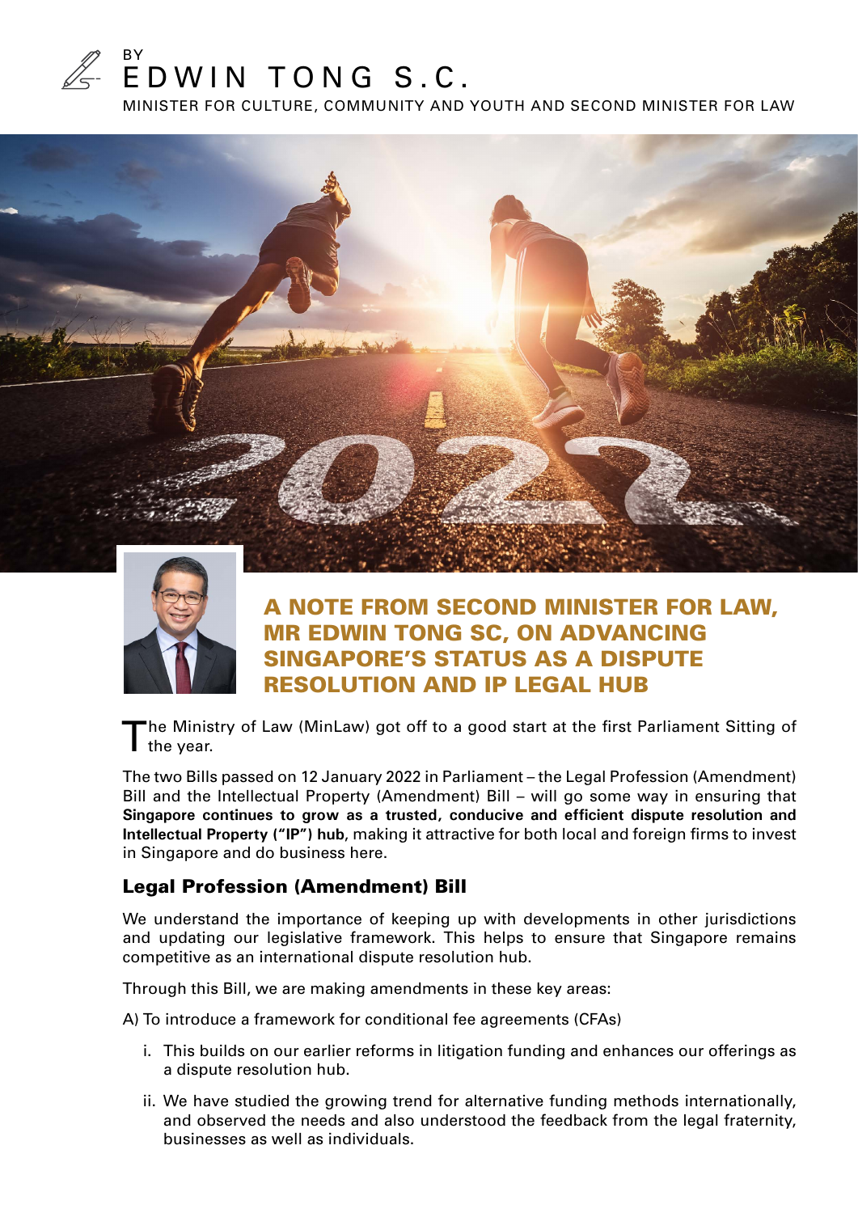BY

EDWIN TONG S.C.

MINISTER FOR CULTURE, COMMUNITY AND YOUTH AND SECOND MINISTER FOR LAW

# A NOTE FROM SECOND MINISTER FOR LAW, MR EDWIN TONG SC, ON ADVANCING SINGAPORE'S STATUS AS A DISPUTE RESOLUTION AND IP LEGAL HUB

The Ministry of Law (MinLaw) got off to a good start at the first Parliament Sitting of the year.

The two Bills passed on 12 January 2022 in Parliament – the Legal Profession (Amendment) Bill and the Intellectual Property (Amendment) Bill – will go some way in ensuring that **Singapore continues to grow as a trusted, conducive and efficient dispute resolution and Intellectual Property ("IP") hub**, making it attractive for both local and foreign firms to invest in Singapore and do business here.

## Legal Profession (Amendment) Bill

We understand the importance of keeping up with developments in other jurisdictions and updating our legislative framework. This helps to ensure that Singapore remains competitive as an international dispute resolution hub.

Through this Bill, we are making amendments in these key areas:

A) To introduce a framework for conditional fee agreements (CFAs)

i. This builds on our earlier reforms in litigation funding and enhances our offerings as a dispute resolution hub.

ii. We have studied the growing trend for alternative funding methods internationally, and observed the needs and also understood the feedback from the legal fraternity, businesses as well as individuals.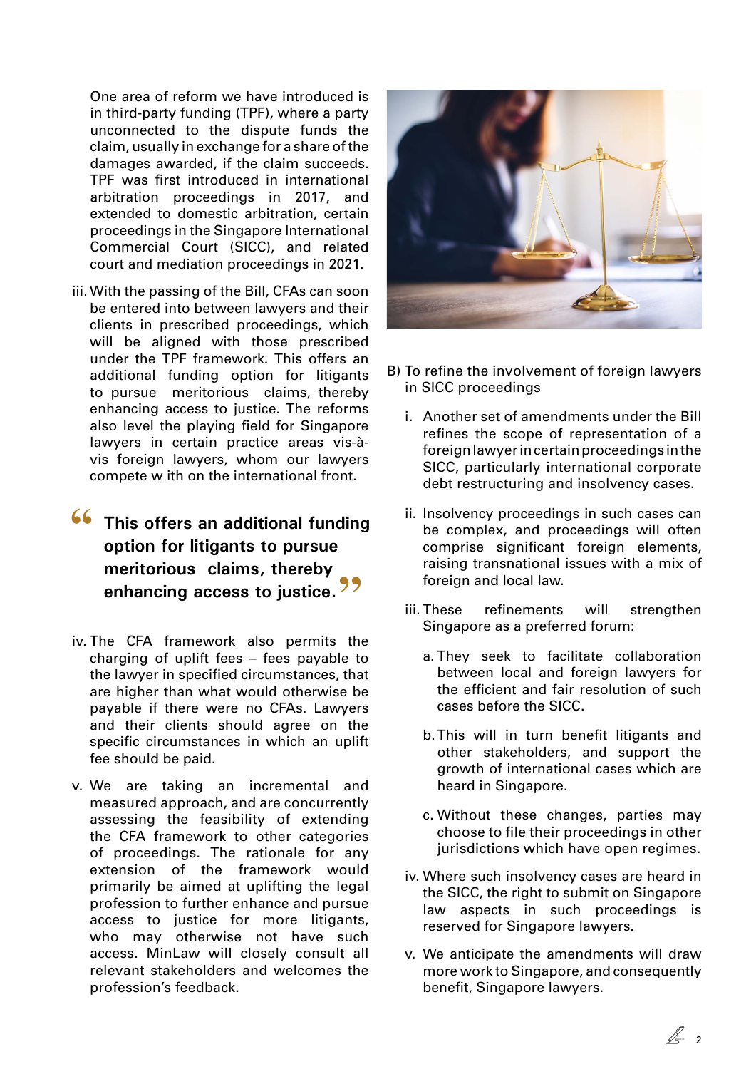One area of reform we have introduced is in third-party funding (TPF), where a party unconnected to the dispute funds the claim, usually in exchange for a share of the damages awarded, if the claim succeeds. TPF was first introduced in international arbitration proceedings in 2017, and extended to domestic arbitration, certain proceedings in the Singapore International Commercial Court (SICC), and related court and mediation proceedings in 2021.

iii. With the passing of the Bill, CFAs can soon be entered into between lawyers and their clients in prescribed proceedings, which will be aligned with those prescribed under the TPF framework. This offers an additional funding option for litigants to pursue meritorious claims, thereby enhancing access to justice. The reforms also level the playing field for Singapore lawyers in certain practice areas vis-à-vis foreign lawyers, whom our lawyers compete w ith on the international front.

> **"This offers an additional funding option for litigants to pursue meritorious claims, thereby enhancing access to justice."**

iv. The CFA framework also permits the charging of uplift fees – fees payable to the lawyer in specified circumstances, that are higher than what would otherwise be payable if there were no CFAs. Lawyers and their clients should agree on the specific circumstances in which an uplift fee should be paid.

v. We are taking an incremental and measured approach, and are concurrently assessing the feasibility of extending the CFA framework to other categories of proceedings. The rationale for any extension of the framework would primarily be aimed at uplifting the legal profession to further enhance and pursue access to justice for more litigants, who may otherwise not have such access. MinLaw will closely consult all relevant stakeholders and welcomes the profession's feedback.

B) To refine the involvement of foreign lawyers in SICC proceedings

i. Another set of amendments under the Bill refines the scope of representation of a foreign lawyer in certain proceedings in the SICC, particularly international corporate debt restructuring and insolvency cases.

ii. Insolvency proceedings in such cases can be complex, and proceedings will often comprise significant foreign elements, raising transnational issues with a mix of foreign and local law.

iii. These refinements will strengthen Singapore as a preferred forum:

a. They seek to facilitate collaboration between local and foreign lawyers for the efficient and fair resolution of such cases before the SICC.

b. This will in turn benefit litigants and other stakeholders, and support the growth of international cases which are heard in Singapore.

c. Without these changes, parties may choose to file their proceedings in other jurisdictions which have open regimes.

iv. Where such insolvency cases are heard in the SICC, the right to submit on Singapore law aspects in such proceedings is reserved for Singapore lawyers.

v. We anticipate the amendments will draw more work to Singapore, and consequently benefit, Singapore lawyers.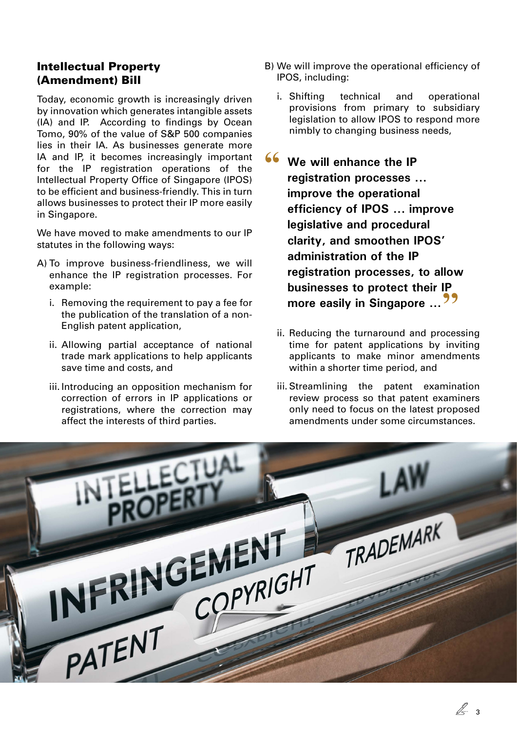## Intellectual Property (Amendment) Bill

Today, economic growth is increasingly driven by innovation which generates intangible assets (IA) and IP. According to findings by Ocean Tomo, 90% of the value of S&P 500 companies lies in their IA. As businesses generate more IA and IP, it becomes increasingly important for the IP registration operations of the Intellectual Property Office of Singapore (IPOS) to be efficient and business-friendly. This in turn allows businesses to protect their IP more easily in Singapore.

We have moved to make amendments to our IP statutes in the following ways:

A) To improve business-friendliness, we will enhance the IP registration processes. For example:

   i. Removing the requirement to pay a fee for the publication of the translation of a non-English patent application,

   ii. Allowing partial acceptance of national trade mark applications to help applicants save time and costs, and

   iii. Introducing an opposition mechanism for correction of errors in IP applications or registrations, where the correction may affect the interests of third parties.

B) We will improve the operational efficiency of IPOS, including:

   i. Shifting technical and operational provisions from primary to subsidiary legislation to allow IPOS to respond more nimbly to changing business needs,

   ii. Reducing the turnaround and processing time for patent applications by inviting applicants to make minor amendments within a shorter time period, and

   iii. Streamlining the patent examination review process so that patent examiners only need to focus on the latest proposed amendments under some circumstances.

> **"We will enhance the IP registration processes … improve the operational efficiency of IPOS … improve legislative and procedural clarity, and smoothen IPOS' administration of the IP registration processes, to allow businesses to protect their IP more easily in Singapore …"**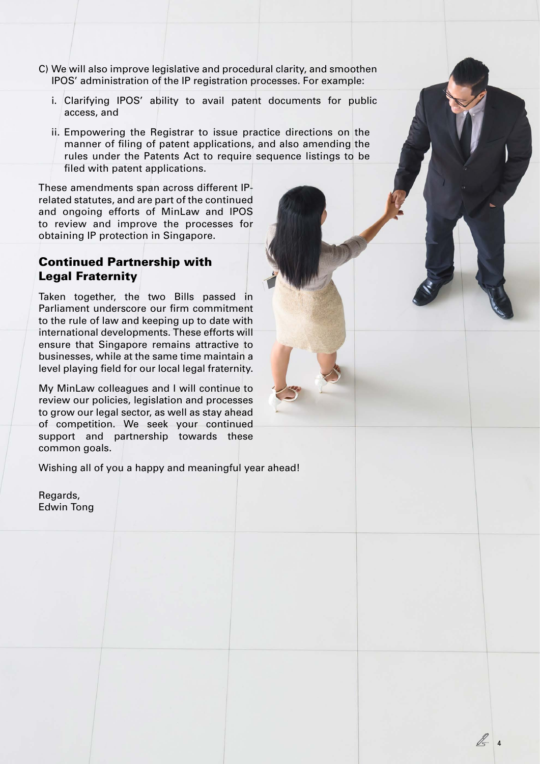C) We will also improve legislative and procedural clarity, and smoothen IPOS' administration of the IP registration processes. For example:

   i. Clarifying IPOS' ability to avail patent documents for public access, and

   ii. Empowering the Registrar to issue practice directions on the manner of filing of patent applications, and also amending the rules under the Patents Act to require sequence listings to be filed with patent applications.

These amendments span across different IP-related statutes, and are part of the continued and ongoing efforts of MinLaw and IPOS to review and improve the processes for obtaining IP protection in Singapore.

## Continued Partnership with Legal Fraternity

Taken together, the two Bills passed in Parliament underscore our firm commitment to the rule of law and keeping up to date with international developments. These efforts will ensure that Singapore remains attractive to businesses, while at the same time maintain a level playing field for our local legal fraternity.

My MinLaw colleagues and I will continue to review our policies, legislation and processes to grow our legal sector, as well as stay ahead of competition. We seek your continued support and partnership towards these common goals.

Wishing all of you a happy and meaningful year ahead!

Regards,
Edwin Tong